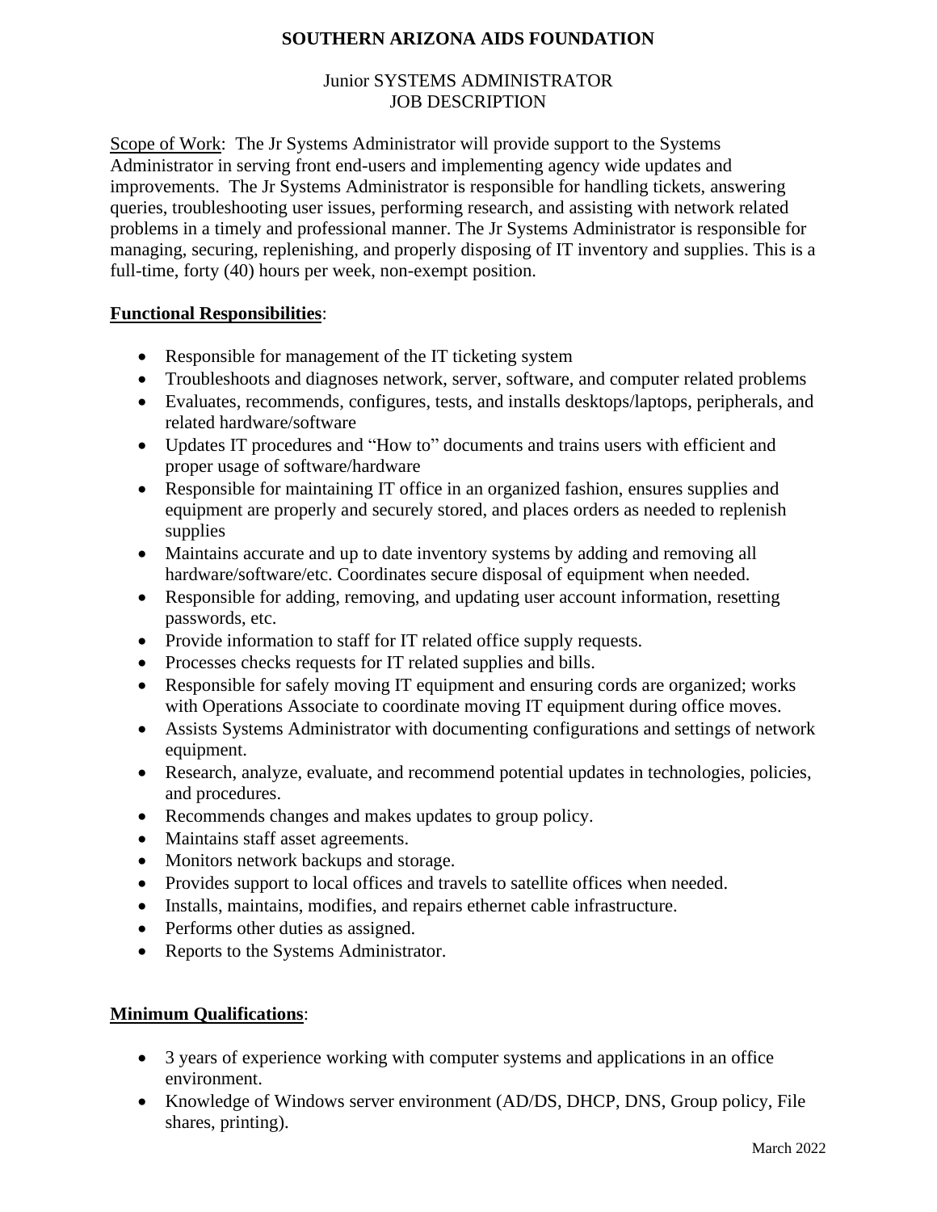# SOUTHERN ARIZONA AIDS FOUNDATION

## Junior SYSTEMS ADMINISTRATOR
## JOB DESCRIPTION

Scope of Work: The Jr Systems Administrator will provide support to the Systems Administrator in serving front end-users and implementing agency wide updates and improvements. The Jr Systems Administrator is responsible for handling tickets, answering queries, troubleshooting user issues, performing research, and assisting with network related problems in a timely and professional manner. The Jr Systems Administrator is responsible for managing, securing, replenishing, and properly disposing of IT inventory and supplies. This is a full-time, forty (40) hours per week, non-exempt position.

**Functional Responsibilities**:

- Responsible for management of the IT ticketing system
- Troubleshoots and diagnoses network, server, software, and computer related problems
- Evaluates, recommends, configures, tests, and installs desktops/laptops, peripherals, and related hardware/software
- Updates IT procedures and "How to" documents and trains users with efficient and proper usage of software/hardware
- Responsible for maintaining IT office in an organized fashion, ensures supplies and equipment are properly and securely stored, and places orders as needed to replenish supplies
- Maintains accurate and up to date inventory systems by adding and removing all hardware/software/etc. Coordinates secure disposal of equipment when needed.
- Responsible for adding, removing, and updating user account information, resetting passwords, etc.
- Provide information to staff for IT related office supply requests.
- Processes checks requests for IT related supplies and bills.
- Responsible for safely moving IT equipment and ensuring cords are organized; works with Operations Associate to coordinate moving IT equipment during office moves.
- Assists Systems Administrator with documenting configurations and settings of network equipment.
- Research, analyze, evaluate, and recommend potential updates in technologies, policies, and procedures.
- Recommends changes and makes updates to group policy.
- Maintains staff asset agreements.
- Monitors network backups and storage.
- Provides support to local offices and travels to satellite offices when needed.
- Installs, maintains, modifies, and repairs ethernet cable infrastructure.
- Performs other duties as assigned.
- Reports to the Systems Administrator.

**Minimum Qualifications**:

- 3 years of experience working with computer systems and applications in an office environment.
- Knowledge of Windows server environment (AD/DS, DHCP, DNS, Group policy, File shares, printing).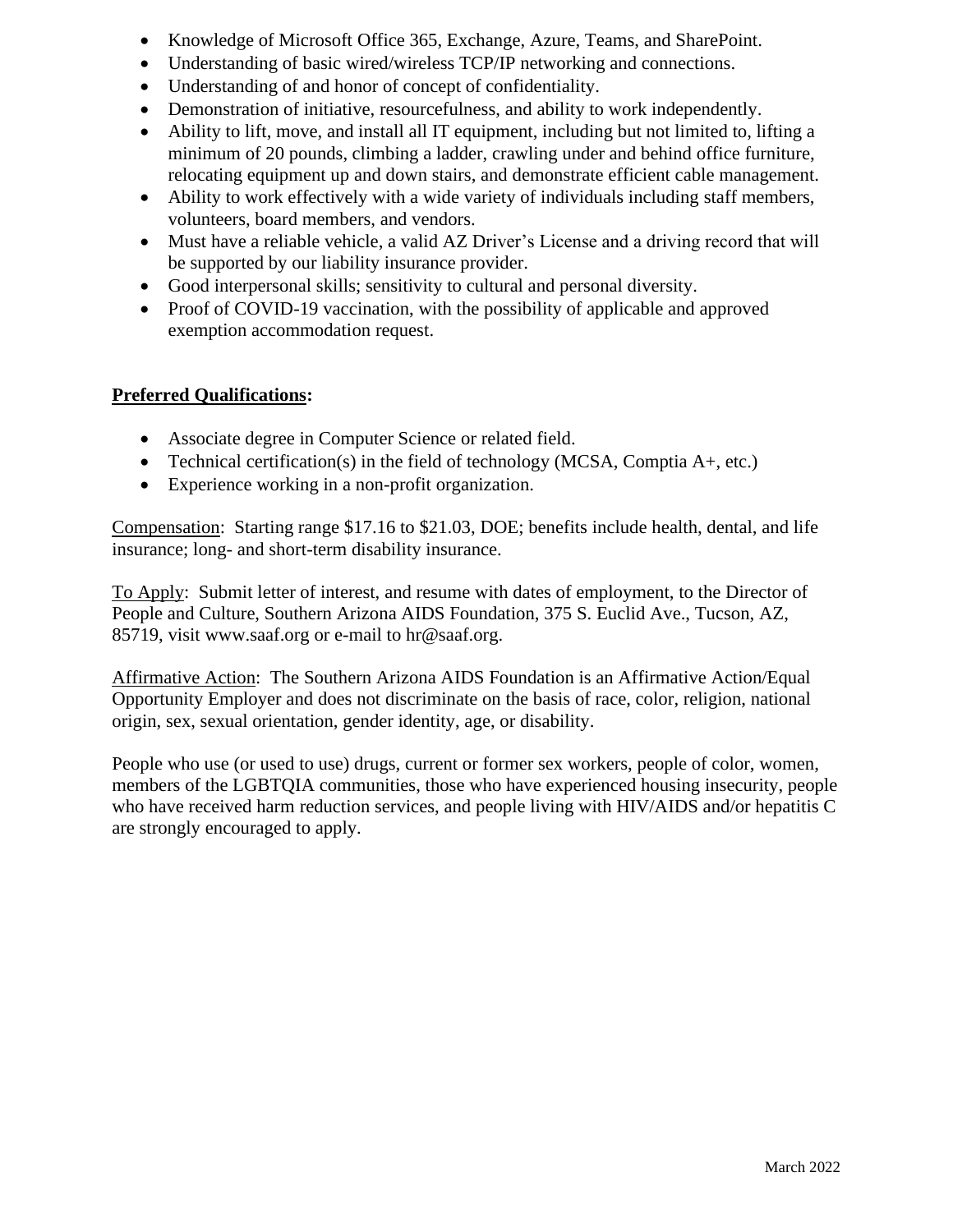- Knowledge of Microsoft Office 365, Exchange, Azure, Teams, and SharePoint.
- Understanding of basic wired/wireless TCP/IP networking and connections.
- Understanding of and honor of concept of confidentiality.
- Demonstration of initiative, resourcefulness, and ability to work independently.
- Ability to lift, move, and install all IT equipment, including but not limited to, lifting a minimum of 20 pounds, climbing a ladder, crawling under and behind office furniture, relocating equipment up and down stairs, and demonstrate efficient cable management.
- Ability to work effectively with a wide variety of individuals including staff members, volunteers, board members, and vendors.
- Must have a reliable vehicle, a valid AZ Driver's License and a driving record that will be supported by our liability insurance provider.
- Good interpersonal skills; sensitivity to cultural and personal diversity.
- Proof of COVID-19 vaccination, with the possibility of applicable and approved exemption accommodation request.

**Preferred Qualifications:**

- Associate degree in Computer Science or related field.
- Technical certification(s) in the field of technology (MCSA, Comptia A+, etc.)
- Experience working in a non-profit organization.

Compensation: Starting range $17.16 to $21.03, DOE; benefits include health, dental, and life insurance; long- and short-term disability insurance.

To Apply: Submit letter of interest, and resume with dates of employment, to the Director of People and Culture, Southern Arizona AIDS Foundation, 375 S. Euclid Ave., Tucson, AZ, 85719, visit www.saaf.org or e-mail to hr@saaf.org.

Affirmative Action: The Southern Arizona AIDS Foundation is an Affirmative Action/Equal Opportunity Employer and does not discriminate on the basis of race, color, religion, national origin, sex, sexual orientation, gender identity, age, or disability.

People who use (or used to use) drugs, current or former sex workers, people of color, women, members of the LGBTQIA communities, those who have experienced housing insecurity, people who have received harm reduction services, and people living with HIV/AIDS and/or hepatitis C are strongly encouraged to apply.

March 2022